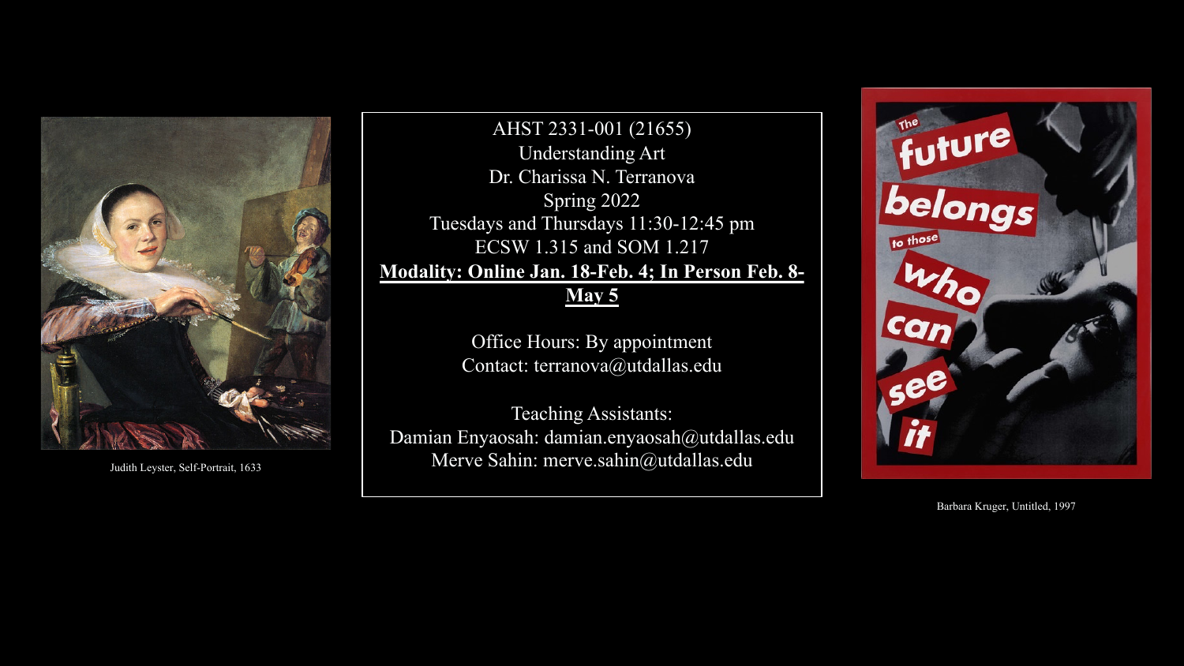Judith Leyster, Self-Portrait, 1633

AHST 2331-001 (21655)
Understanding Art
Dr. Charissa N. Terranova
Spring 2022
Tuesdays and Thursdays 11:30-12:45 pm
ECSW 1.315 and SOM 1.217
**Modality: Online Jan. 18-Feb. 4; In Person Feb. 8-May 5**

Office Hours: By appointment
Contact: terranova@utdallas.edu

Teaching Assistants:
Damian Enyaosah: damian.enyaosah@utdallas.edu
Merve Sahin: merve.sahin@utdallas.edu

Barbara Kruger, Untitled, 1997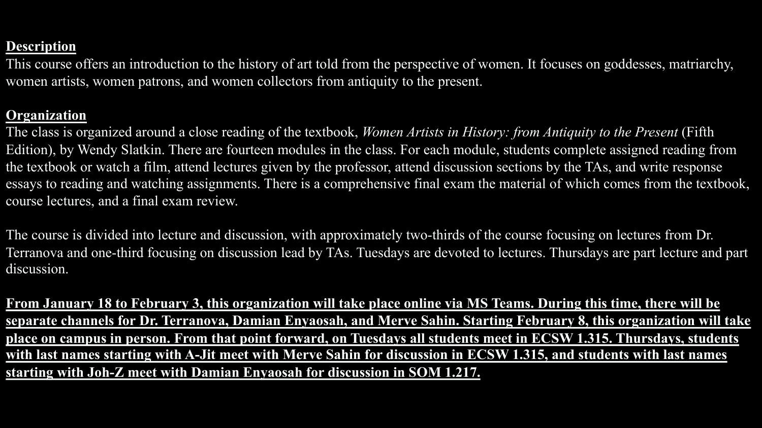**Description**

This course offers an introduction to the history of art told from the perspective of women. It focuses on goddesses, matriarchy, women artists, women patrons, and women collectors from antiquity to the present.

**Organization**

The class is organized around a close reading of the textbook, *Women Artists in History: from Antiquity to the Present* (Fifth Edition), by Wendy Slatkin. There are fourteen modules in the class. For each module, students complete assigned reading from the textbook or watch a film, attend lectures given by the professor, attend discussion sections by the TAs, and write response essays to reading and watching assignments. There is a comprehensive final exam the material of which comes from the textbook, course lectures, and a final exam review.

The course is divided into lecture and discussion, with approximately two-thirds of the course focusing on lectures from Dr. Terranova and one-third focusing on discussion lead by TAs. Tuesdays are devoted to lectures. Thursdays are part lecture and part discussion.

**From January 18 to February 3, this organization will take place online via MS Teams. During this time, there will be separate channels for Dr. Terranova, Damian Enyaosah, and Merve Sahin. Starting February 8, this organization will take place on campus in person. From that point forward, on Tuesdays all students meet in ECSW 1.315. Thursdays, students with last names starting with A-Jit meet with Merve Sahin for discussion in ECSW 1.315, and students with last names starting with Joh-Z meet with Damian Enyaosah for discussion in SOM 1.217.**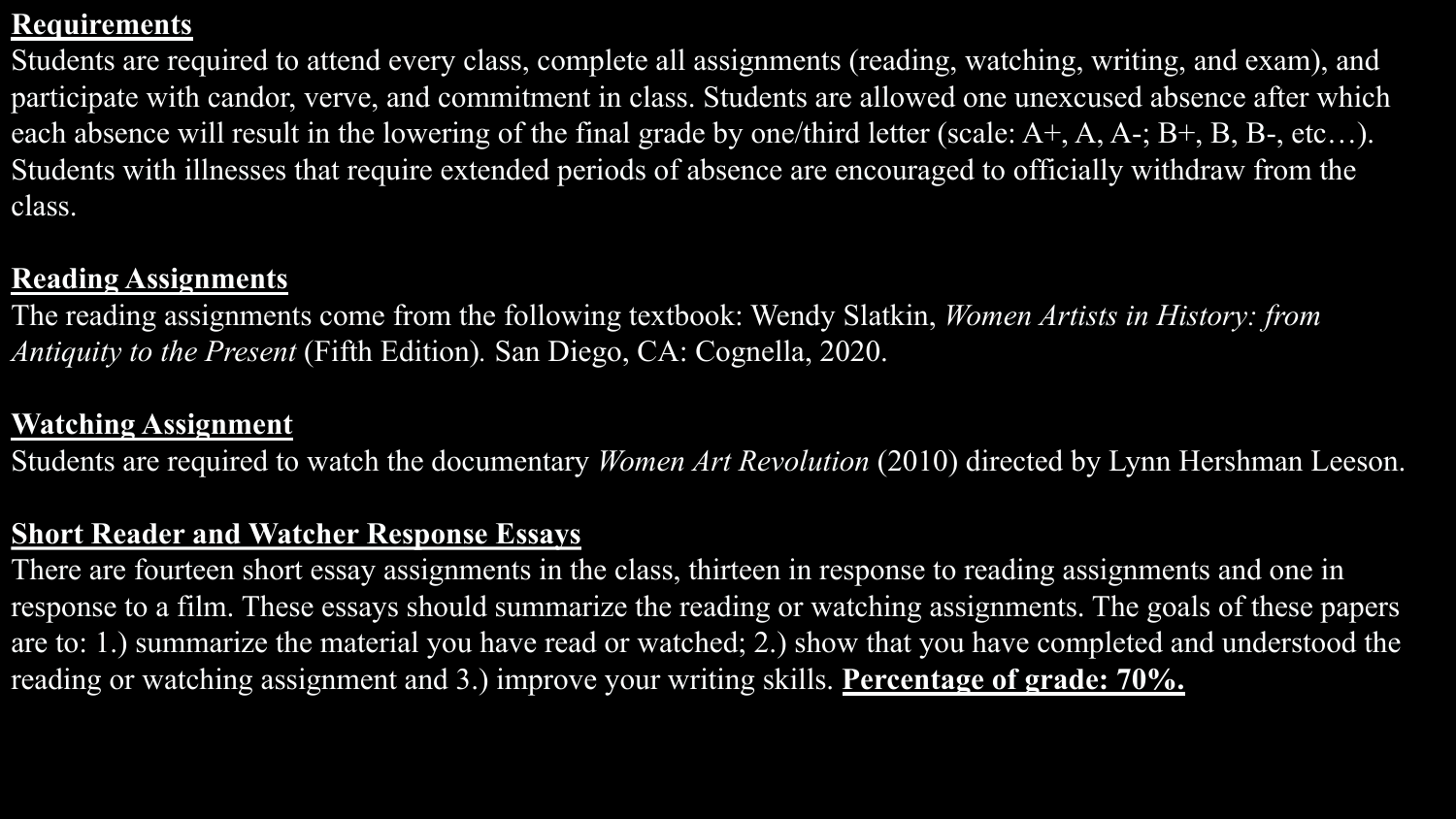## Requirements

Students are required to attend every class, complete all assignments (reading, watching, writing, and exam), and participate with candor, verve, and commitment in class. Students are allowed one unexcused absence after which each absence will result in the lowering of the final grade by one/third letter (scale: A+, A, A-; B+, B, B-, etc…). Students with illnesses that require extended periods of absence are encouraged to officially withdraw from the class.

## Reading Assignments

The reading assignments come from the following textbook: Wendy Slatkin, *Women Artists in History: from Antiquity to the Present* (Fifth Edition). San Diego, CA: Cognella, 2020.

## Watching Assignment

Students are required to watch the documentary *Women Art Revolution* (2010) directed by Lynn Hershman Leeson.

## Short Reader and Watcher Response Essays

There are fourteen short essay assignments in the class, thirteen in response to reading assignments and one in response to a film. These essays should summarize the reading or watching assignments. The goals of these papers are to: 1.) summarize the material you have read or watched; 2.) show that you have completed and understood the reading or watching assignment and 3.) improve your writing skills. **Percentage of grade: 70%.**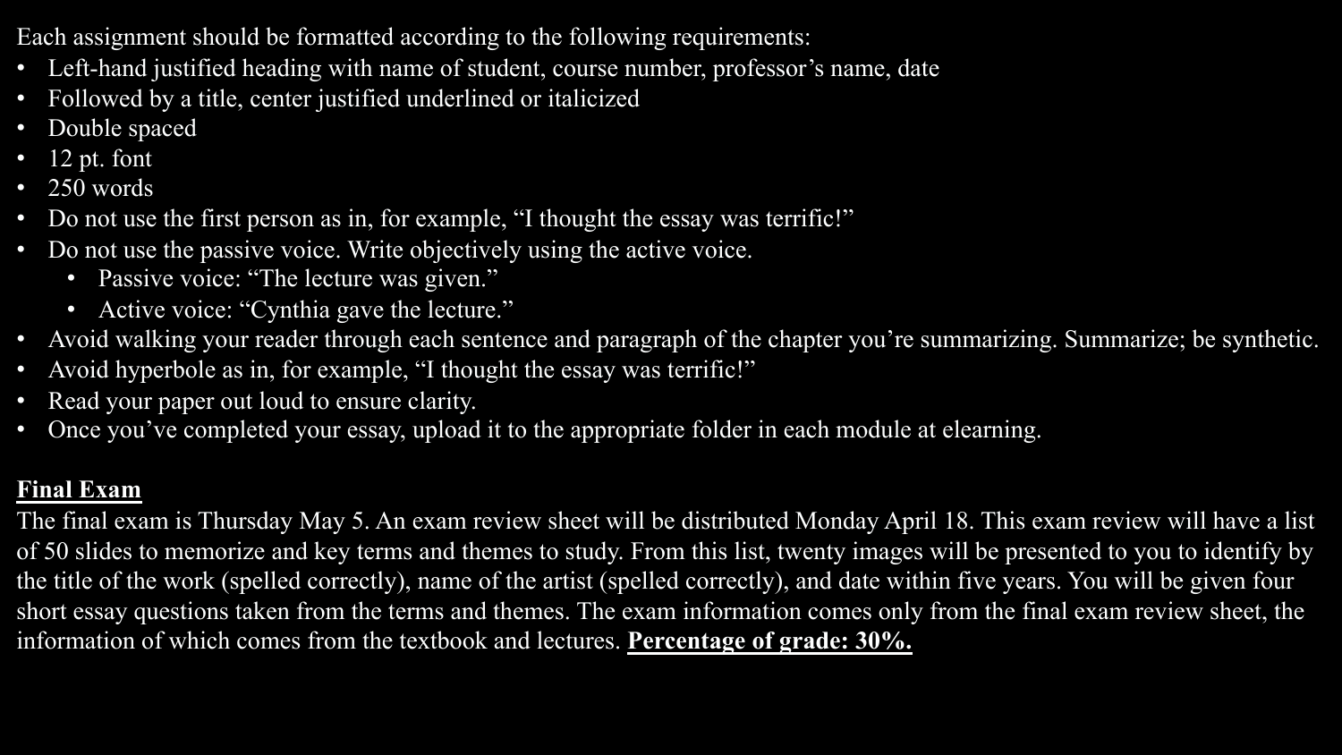Each assignment should be formatted according to the following requirements:

- Left-hand justified heading with name of student, course number, professor's name, date
- Followed by a title, center justified underlined or italicized
- Double spaced
- 12 pt. font
- 250 words
- Do not use the first person as in, for example, "I thought the essay was terrific!"
- Do not use the passive voice. Write objectively using the active voice.
  - Passive voice: "The lecture was given."
  - Active voice: "Cynthia gave the lecture."
- Avoid walking your reader through each sentence and paragraph of the chapter you're summarizing. Summarize; be synthetic.
- Avoid hyperbole as in, for example, "I thought the essay was terrific!"
- Read your paper out loud to ensure clarity.
- Once you've completed your essay, upload it to the appropriate folder in each module at elearning.

**Final Exam**

The final exam is Thursday May 5. An exam review sheet will be distributed Monday April 18. This exam review will have a list of 50 slides to memorize and key terms and themes to study. From this list, twenty images will be presented to you to identify by the title of the work (spelled correctly), name of the artist (spelled correctly), and date within five years. You will be given four short essay questions taken from the terms and themes. The exam information comes only from the final exam review sheet, the information of which comes from the textbook and lectures. **Percentage of grade: 30%.**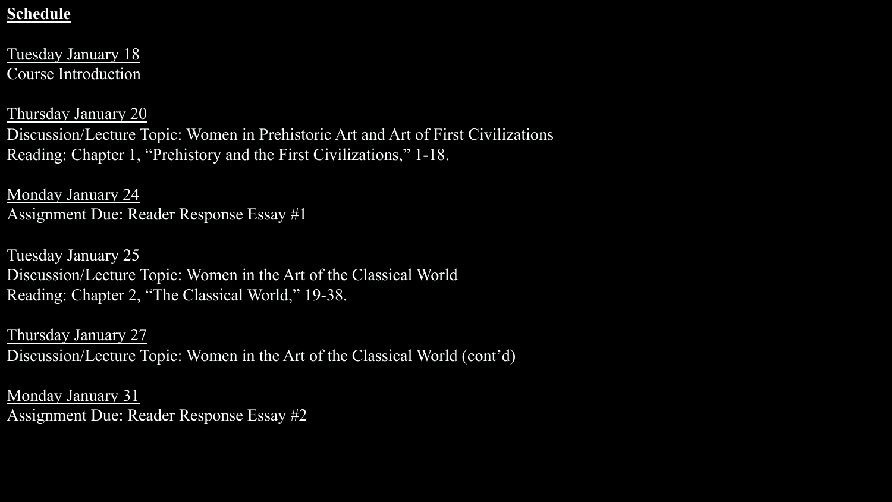**Schedule**

Tuesday January 18
Course Introduction

Thursday January 20
Discussion/Lecture Topic: Women in Prehistoric Art and Art of First Civilizations
Reading: Chapter 1, "Prehistory and the First Civilizations," 1-18.

Monday January 24
Assignment Due: Reader Response Essay #1

Tuesday January 25
Discussion/Lecture Topic: Women in the Art of the Classical World
Reading: Chapter 2, "The Classical World," 19-38.

Thursday January 27
Discussion/Lecture Topic: Women in the Art of the Classical World (cont'd)

Monday January 31
Assignment Due: Reader Response Essay #2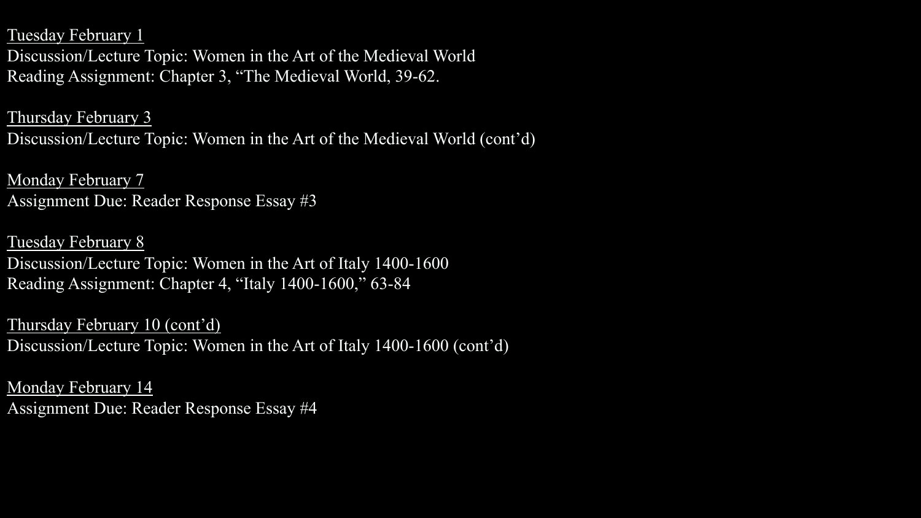Tuesday February 1
Discussion/Lecture Topic: Women in the Art of the Medieval World
Reading Assignment: Chapter 3, “The Medieval World, 39-62.

Thursday February 3
Discussion/Lecture Topic: Women in the Art of the Medieval World (cont’d)

Monday February 7
Assignment Due: Reader Response Essay #3

Tuesday February 8
Discussion/Lecture Topic: Women in the Art of Italy 1400-1600
Reading Assignment: Chapter 4, “Italy 1400-1600,” 63-84

Thursday February 10 (cont’d)
Discussion/Lecture Topic: Women in the Art of Italy 1400-1600 (cont’d)

Monday February 14
Assignment Due: Reader Response Essay #4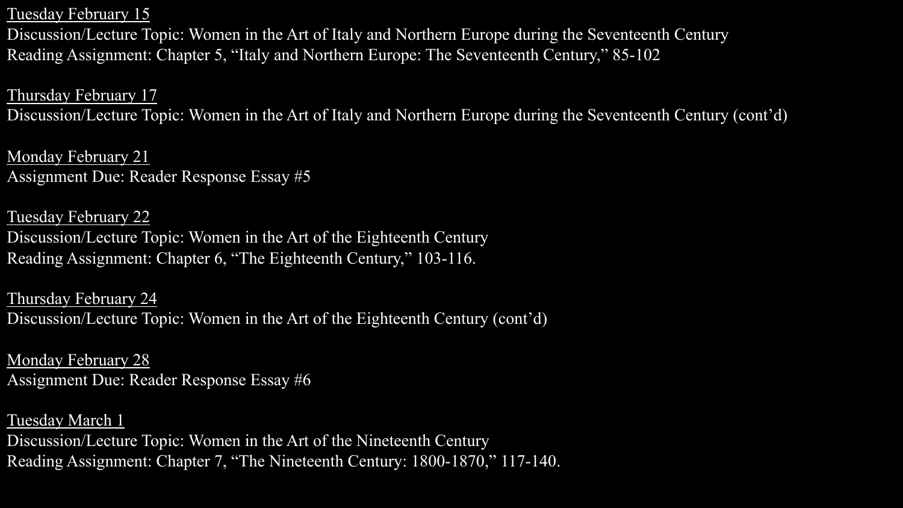<u>Tuesday February 15</u>
Discussion/Lecture Topic: Women in the Art of Italy and Northern Europe during the Seventeenth Century
Reading Assignment: Chapter 5, "Italy and Northern Europe: The Seventeenth Century," 85-102

<u>Thursday February 17</u>
Discussion/Lecture Topic: Women in the Art of Italy and Northern Europe during the Seventeenth Century (cont'd)

<u>Monday February 21</u>
Assignment Due: Reader Response Essay #5

<u>Tuesday February 22</u>
Discussion/Lecture Topic: Women in the Art of the Eighteenth Century
Reading Assignment: Chapter 6, "The Eighteenth Century," 103-116.

<u>Thursday February 24</u>
Discussion/Lecture Topic: Women in the Art of the Eighteenth Century (cont'd)

<u>Monday February 28</u>
Assignment Due: Reader Response Essay #6

<u>Tuesday March 1</u>
Discussion/Lecture Topic: Women in the Art of the Nineteenth Century
Reading Assignment: Chapter 7, "The Nineteenth Century: 1800-1870," 117-140.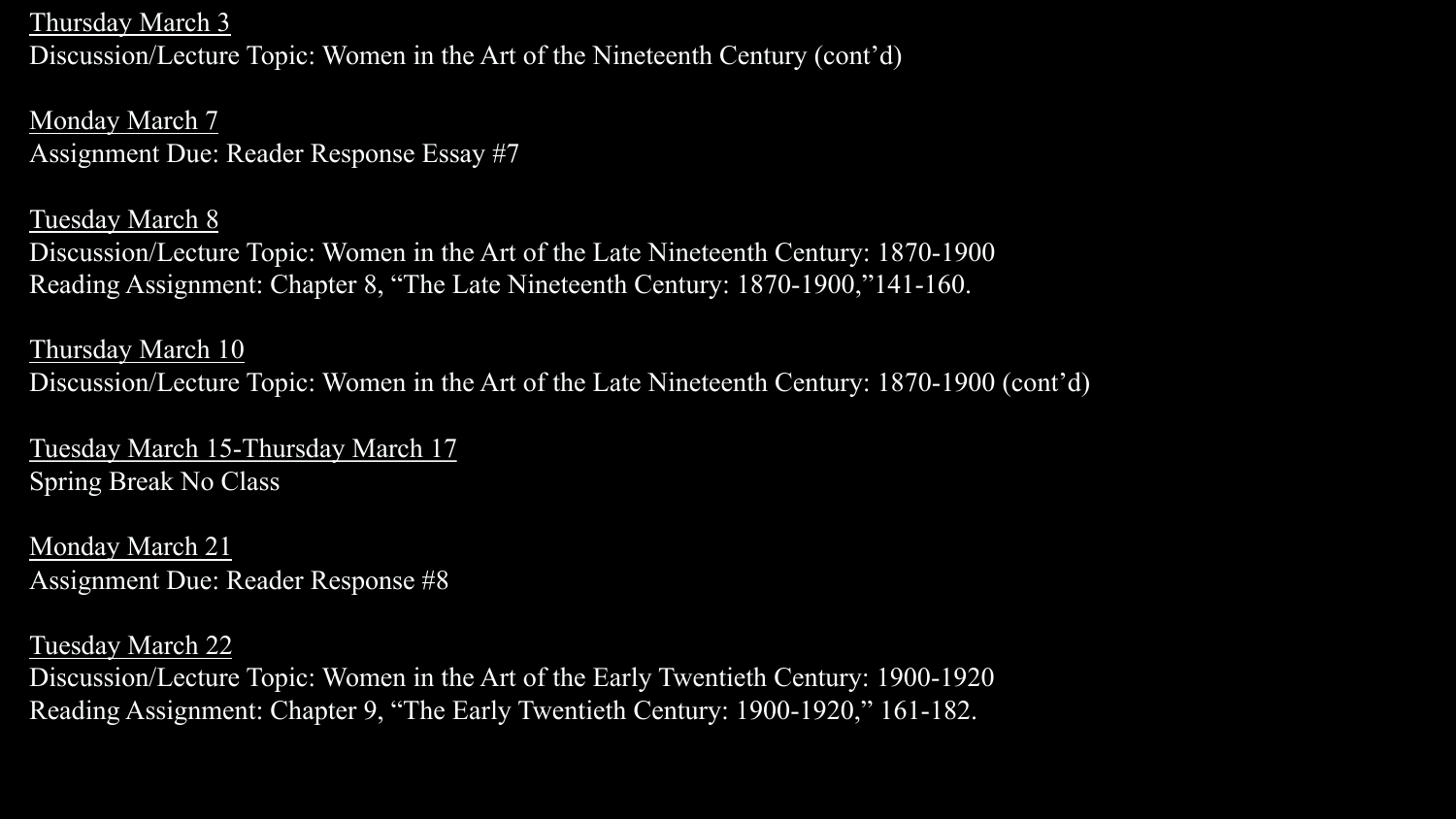<u>Thursday March 3</u>
Discussion/Lecture Topic: Women in the Art of the Nineteenth Century (cont'd)

<u>Monday March 7</u>
Assignment Due: Reader Response Essay #7

<u>Tuesday March 8</u>
Discussion/Lecture Topic: Women in the Art of the Late Nineteenth Century: 1870-1900
Reading Assignment: Chapter 8, "The Late Nineteenth Century: 1870-1900,"141-160.

<u>Thursday March 10</u>
Discussion/Lecture Topic: Women in the Art of the Late Nineteenth Century: 1870-1900 (cont'd)

<u>Tuesday March 15-Thursday March 17</u>
Spring Break No Class

<u>Monday March 21</u>
Assignment Due: Reader Response #8

<u>Tuesday March 22</u>
Discussion/Lecture Topic: Women in the Art of the Early Twentieth Century: 1900-1920
Reading Assignment: Chapter 9, "The Early Twentieth Century: 1900-1920," 161-182.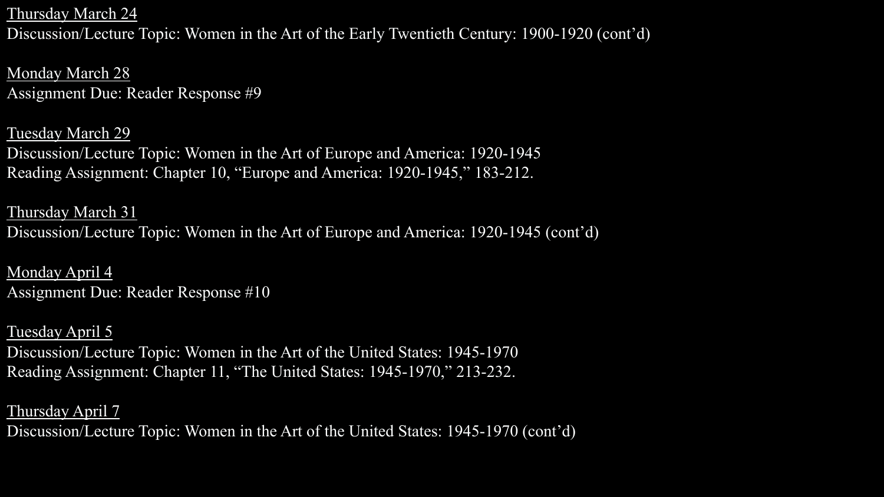<u>Thursday March 24</u>
Discussion/Lecture Topic: Women in the Art of the Early Twentieth Century: 1900-1920 (cont'd)

<u>Monday March 28</u>
Assignment Due: Reader Response #9

<u>Tuesday March 29</u>
Discussion/Lecture Topic: Women in the Art of Europe and America: 1920-1945
Reading Assignment: Chapter 10, "Europe and America: 1920-1945," 183-212.

<u>Thursday March 31</u>
Discussion/Lecture Topic: Women in the Art of Europe and America: 1920-1945 (cont'd)

<u>Monday April 4</u>
Assignment Due: Reader Response #10

<u>Tuesday April 5</u>
Discussion/Lecture Topic: Women in the Art of the United States: 1945-1970
Reading Assignment: Chapter 11, "The United States: 1945-1970," 213-232.

<u>Thursday April 7</u>
Discussion/Lecture Topic: Women in the Art of the United States: 1945-1970 (cont'd)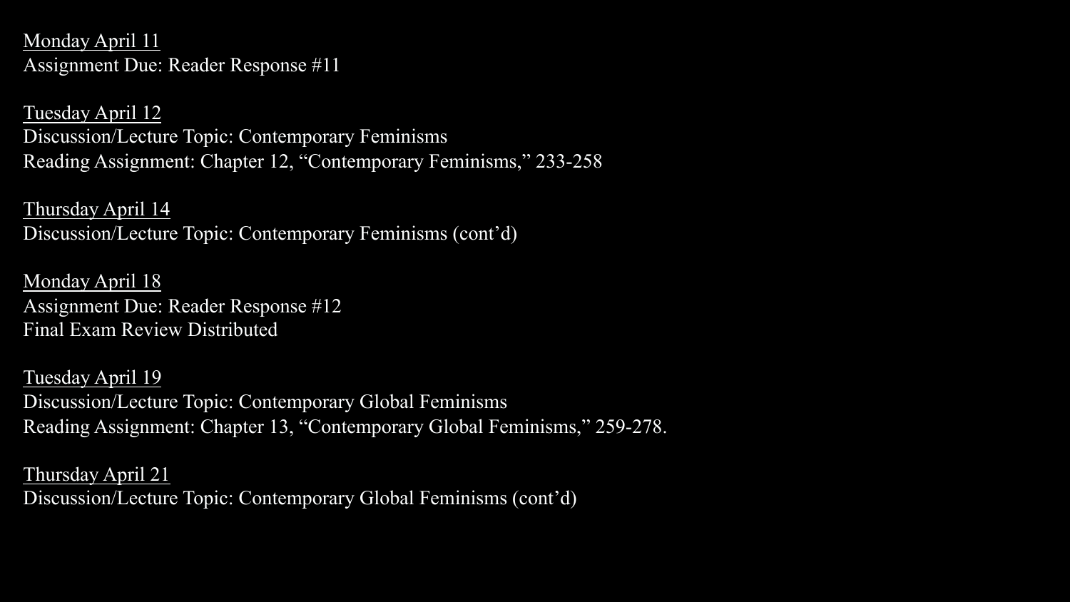<u>Monday April 11</u>
Assignment Due: Reader Response #11

<u>Tuesday April 12</u>
Discussion/Lecture Topic: Contemporary Feminisms
Reading Assignment: Chapter 12, "Contemporary Feminisms," 233-258

<u>Thursday April 14</u>
Discussion/Lecture Topic: Contemporary Feminisms (cont'd)

<u>Monday April 18</u>
Assignment Due: Reader Response #12
Final Exam Review Distributed

<u>Tuesday April 19</u>
Discussion/Lecture Topic: Contemporary Global Feminisms
Reading Assignment: Chapter 13, "Contemporary Global Feminisms," 259-278.

<u>Thursday April 21</u>
Discussion/Lecture Topic: Contemporary Global Feminisms (cont'd)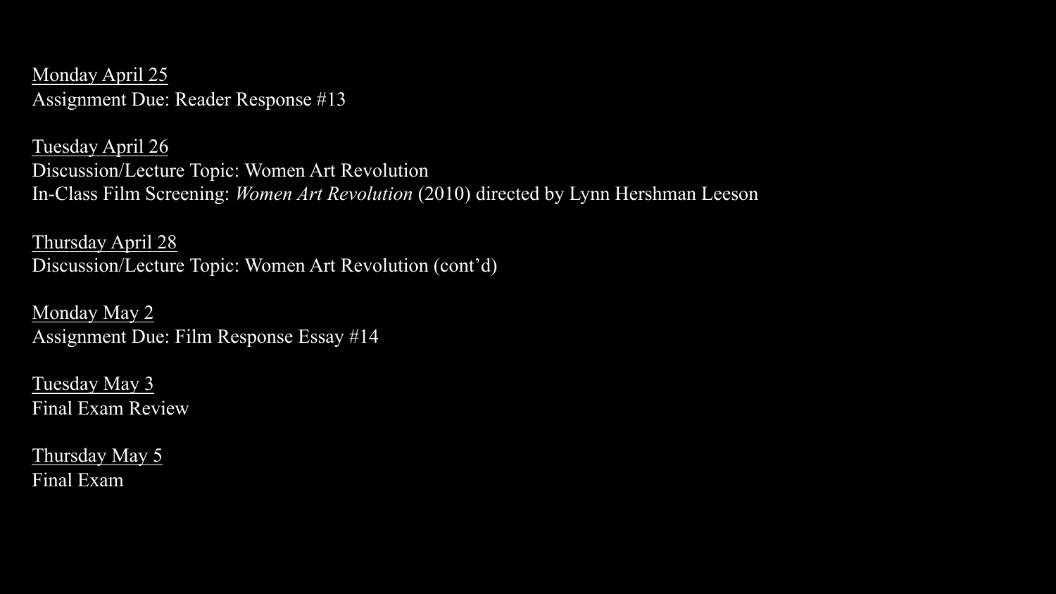<u>Monday April 25</u>
Assignment Due: Reader Response #13

<u>Tuesday April 26</u>
Discussion/Lecture Topic: Women Art Revolution
In-Class Film Screening: *Women Art Revolution* (2010) directed by Lynn Hershman Leeson

<u>Thursday April 28</u>
Discussion/Lecture Topic: Women Art Revolution (cont'd)

<u>Monday May 2</u>
Assignment Due: Film Response Essay #14

<u>Tuesday May 3</u>
Final Exam Review

<u>Thursday May 5</u>
Final Exam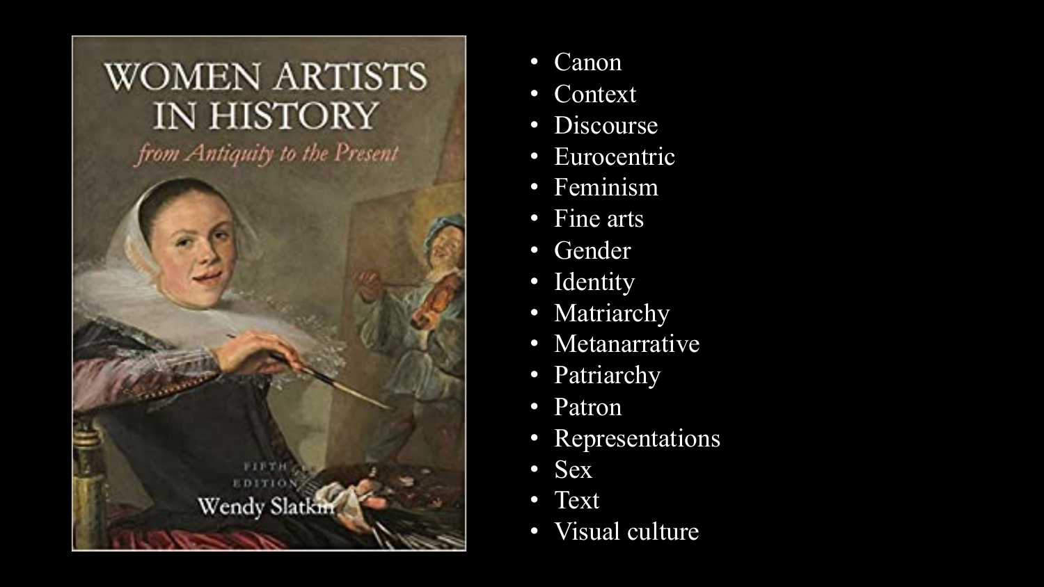- Canon
- Context
- Discourse
- Eurocentric
- Feminism
- Fine arts
- Gender
- Identity
- Matriarchy
- Metanarrative
- Patriarchy
- Patron
- Representations
- Sex
- Text
- Visual culture